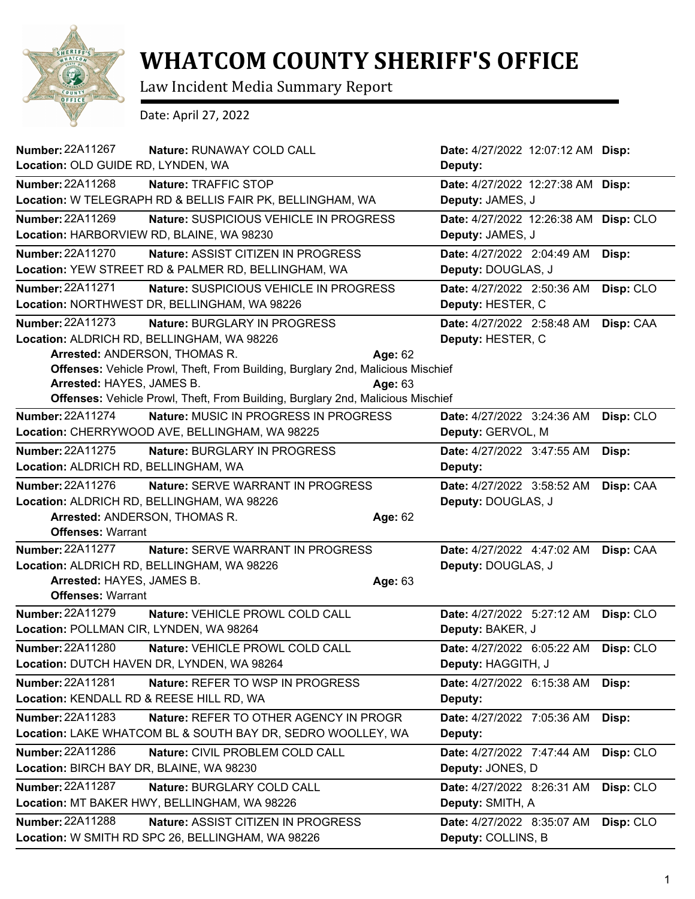# WHATCOM COUNTY SHERIFF'S OFFICE

Law Incident Media Summary Report

Date: April 27, 2022

---

**Number:** 22A11267 **Nature:** RUNAWAY COLD CALL **Date:** 4/27/2022 12:07:12 AM **Disp:**
**Location:** OLD GUIDE RD, LYNDEN, WA **Deputy:**

---

**Number:** 22A11268 **Nature:** TRAFFIC STOP **Date:** 4/27/2022 12:27:38 AM **Disp:**
**Location:** W TELEGRAPH RD & BELLIS FAIR PK, BELLINGHAM, WA **Deputy:** JAMES, J

---

**Number:** 22A11269 **Nature:** SUSPICIOUS VEHICLE IN PROGRESS **Date:** 4/27/2022 12:26:38 AM **Disp:** CLO
**Location:** HARBORVIEW RD, BLAINE, WA 98230 **Deputy:** JAMES, J

---

**Number:** 22A11270 **Nature:** ASSIST CITIZEN IN PROGRESS **Date:** 4/27/2022 2:04:49 AM **Disp:**
**Location:** YEW STREET RD & PALMER RD, BELLINGHAM, WA **Deputy:** DOUGLAS, J

---

**Number:** 22A11271 **Nature:** SUSPICIOUS VEHICLE IN PROGRESS **Date:** 4/27/2022 2:50:36 AM **Disp:** CLO
**Location:** NORTHWEST DR, BELLINGHAM, WA 98226 **Deputy:** HESTER, C

---

**Number:** 22A11273 **Nature:** BURGLARY IN PROGRESS **Date:** 4/27/2022 2:58:48 AM **Disp:** CAA
**Location:** ALDRICH RD, BELLINGHAM, WA 98226 **Deputy:** HESTER, C

**Arrested:** ANDERSON, THOMAS R. **Age:** 62
**Offenses:** Vehicle Prowl, Theft, From Building, Burglary 2nd, Malicious Mischief

**Arrested:** HAYES, JAMES B. **Age:** 63
**Offenses:** Vehicle Prowl, Theft, From Building, Burglary 2nd, Malicious Mischief

---

**Number:** 22A11274 **Nature:** MUSIC IN PROGRESS IN PROGRESS **Date:** 4/27/2022 3:24:36 AM **Disp:** CLO
**Location:** CHERRYWOOD AVE, BELLINGHAM, WA 98225 **Deputy:** GERVOL, M

---

**Number:** 22A11275 **Nature:** BURGLARY IN PROGRESS **Date:** 4/27/2022 3:47:55 AM **Disp:**
**Location:** ALDRICH RD, BELLINGHAM, WA **Deputy:**

---

**Number:** 22A11276 **Nature:** SERVE WARRANT IN PROGRESS **Date:** 4/27/2022 3:58:52 AM **Disp:** CAA
**Location:** ALDRICH RD, BELLINGHAM, WA 98226 **Deputy:** DOUGLAS, J

**Arrested:** ANDERSON, THOMAS R. **Age:** 62
**Offenses:** Warrant

---

**Number:** 22A11277 **Nature:** SERVE WARRANT IN PROGRESS **Date:** 4/27/2022 4:47:02 AM **Disp:** CAA
**Location:** ALDRICH RD, BELLINGHAM, WA 98226 **Deputy:** DOUGLAS, J

**Arrested:** HAYES, JAMES B. **Age:** 63
**Offenses:** Warrant

---

**Number:** 22A11279 **Nature:** VEHICLE PROWL COLD CALL **Date:** 4/27/2022 5:27:12 AM **Disp:** CLO
**Location:** POLLMAN CIR, LYNDEN, WA 98264 **Deputy:** BAKER, J

---

**Number:** 22A11280 **Nature:** VEHICLE PROWL COLD CALL **Date:** 4/27/2022 6:05:22 AM **Disp:** CLO
**Location:** DUTCH HAVEN DR, LYNDEN, WA 98264 **Deputy:** HAGGITH, J

---

**Number:** 22A11281 **Nature:** REFER TO WSP IN PROGRESS **Date:** 4/27/2022 6:15:38 AM **Disp:**
**Location:** KENDALL RD & REESE HILL RD, WA **Deputy:**

---

**Number:** 22A11283 **Nature:** REFER TO OTHER AGENCY IN PROGR **Date:** 4/27/2022 7:05:36 AM **Disp:**
**Location:** LAKE WHATCOM BL & SOUTH BAY DR, SEDRO WOOLLEY, WA **Deputy:**

---

**Number:** 22A11286 **Nature:** CIVIL PROBLEM COLD CALL **Date:** 4/27/2022 7:47:44 AM **Disp:** CLO
**Location:** BIRCH BAY DR, BLAINE, WA 98230 **Deputy:** JONES, D

---

**Number:** 22A11287 **Nature:** BURGLARY COLD CALL **Date:** 4/27/2022 8:26:31 AM **Disp:** CLO
**Location:** MT BAKER HWY, BELLINGHAM, WA 98226 **Deputy:** SMITH, A

---

**Number:** 22A11288 **Nature:** ASSIST CITIZEN IN PROGRESS **Date:** 4/27/2022 8:35:07 AM **Disp:** CLO
**Location:** W SMITH RD SPC 26, BELLINGHAM, WA 98226 **Deputy:** COLLINS, B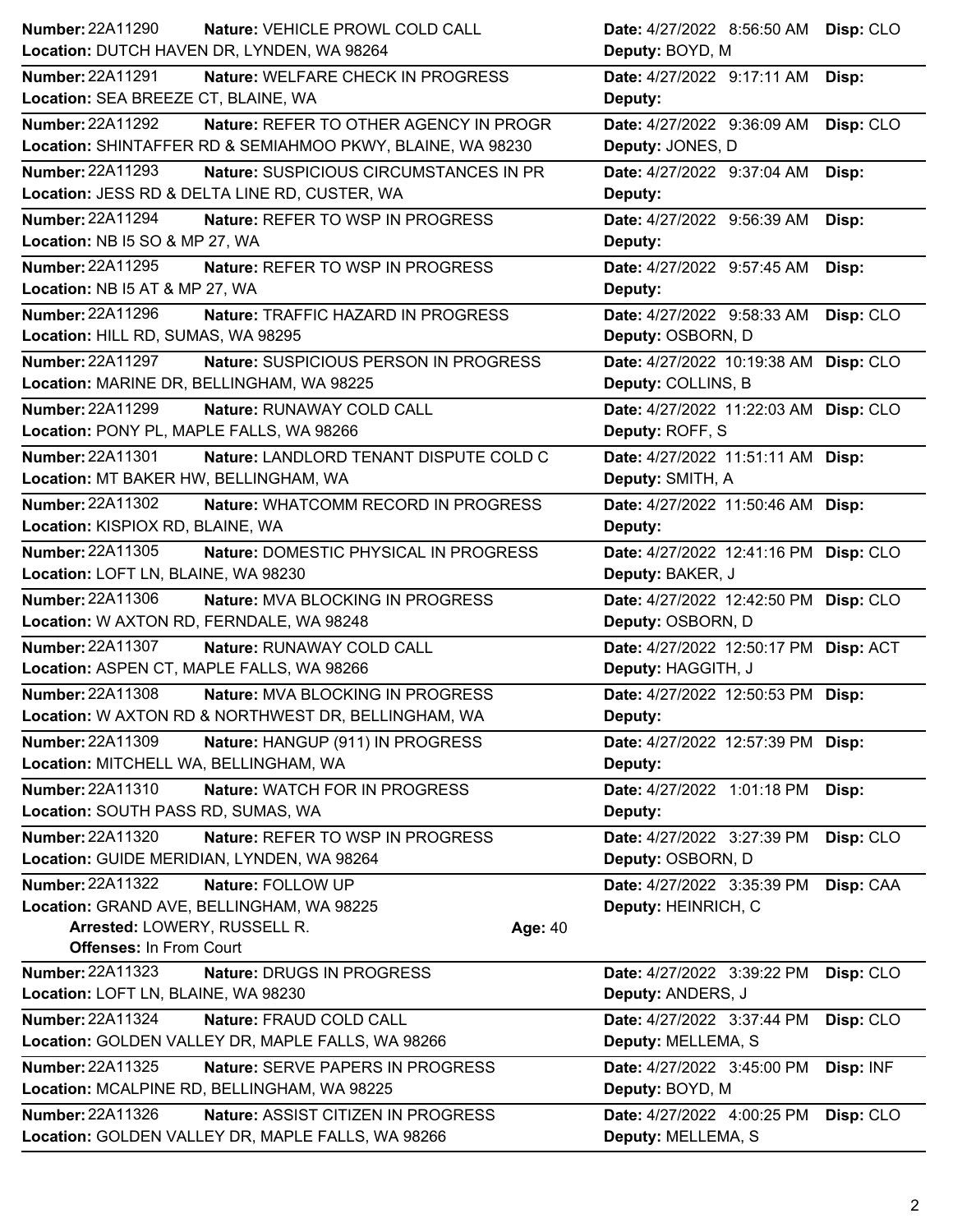| Number | Nature | Location | Date | Deputy | Disp |
|---|---|---|---|---|---|
| 22A11290 | VEHICLE PROWL COLD CALL | DUTCH HAVEN DR, LYNDEN, WA 98264 | 4/27/2022 8:56:50 AM | BOYD, M | CLO |
| 22A11291 | WELFARE CHECK IN PROGRESS | SEA BREEZE CT, BLAINE, WA | 4/27/2022 9:17:11 AM | | |
| 22A11292 | REFER TO OTHER AGENCY IN PROGR | SHINTAFFER RD & SEMIAHMOO PKWY, BLAINE, WA 98230 | 4/27/2022 9:36:09 AM | JONES, D | CLO |
| 22A11293 | SUSPICIOUS CIRCUMSTANCES IN PR | JESS RD & DELTA LINE RD, CUSTER, WA | 4/27/2022 9:37:04 AM | | |
| 22A11294 | REFER TO WSP IN PROGRESS | NB I5 SO & MP 27, WA | 4/27/2022 9:56:39 AM | | |
| 22A11295 | REFER TO WSP IN PROGRESS | NB I5 AT & MP 27, WA | 4/27/2022 9:57:45 AM | | |
| 22A11296 | TRAFFIC HAZARD IN PROGRESS | HILL RD, SUMAS, WA 98295 | 4/27/2022 9:58:33 AM | OSBORN, D | CLO |
| 22A11297 | SUSPICIOUS PERSON IN PROGRESS | MARINE DR, BELLINGHAM, WA 98225 | 4/27/2022 10:19:38 AM | COLLINS, B | CLO |
| 22A11299 | RUNAWAY COLD CALL | PONY PL, MAPLE FALLS, WA 98266 | 4/27/2022 11:22:03 AM | ROFF, S | CLO |
| 22A11301 | LANDLORD TENANT DISPUTE COLD C | MT BAKER HW, BELLINGHAM, WA | 4/27/2022 11:51:11 AM | SMITH, A | |
| 22A11302 | WHATCOMM RECORD IN PROGRESS | KISPIOX RD, BLAINE, WA | 4/27/2022 11:50:46 AM | | |
| 22A11305 | DOMESTIC PHYSICAL IN PROGRESS | LOFT LN, BLAINE, WA 98230 | 4/27/2022 12:41:16 PM | BAKER, J | CLO |
| 22A11306 | MVA BLOCKING IN PROGRESS | W AXTON RD, FERNDALE, WA 98248 | 4/27/2022 12:42:50 PM | OSBORN, D | CLO |
| 22A11307 | RUNAWAY COLD CALL | ASPEN CT, MAPLE FALLS, WA 98266 | 4/27/2022 12:50:17 PM | HAGGITH, J | ACT |
| 22A11308 | MVA BLOCKING IN PROGRESS | W AXTON RD & NORTHWEST DR, BELLINGHAM, WA | 4/27/2022 12:50:53 PM | | |
| 22A11309 | HANGUP (911) IN PROGRESS | MITCHELL WA, BELLINGHAM, WA | 4/27/2022 12:57:39 PM | | |
| 22A11310 | WATCH FOR IN PROGRESS | SOUTH PASS RD, SUMAS, WA | 4/27/2022 1:01:18 PM | | |
| 22A11320 | REFER TO WSP IN PROGRESS | GUIDE MERIDIAN, LYNDEN, WA 98264 | 4/27/2022 3:27:39 PM | OSBORN, D | CLO |
| 22A11322 | FOLLOW UP | GRAND AVE, BELLINGHAM, WA 98225 | 4/27/2022 3:35:39 PM | HEINRICH, C | CAA |
| | Arrested: LOWERY, RUSSELL R. — Age: 40; Offenses: In From Court | | | | |
| 22A11323 | DRUGS IN PROGRESS | LOFT LN, BLAINE, WA 98230 | 4/27/2022 3:39:22 PM | ANDERS, J | CLO |
| 22A11324 | FRAUD COLD CALL | GOLDEN VALLEY DR, MAPLE FALLS, WA 98266 | 4/27/2022 3:37:44 PM | MELLEMA, S | CLO |
| 22A11325 | SERVE PAPERS IN PROGRESS | MCALPINE RD, BELLINGHAM, WA 98225 | 4/27/2022 3:45:00 PM | BOYD, M | INF |
| 22A11326 | ASSIST CITIZEN IN PROGRESS | GOLDEN VALLEY DR, MAPLE FALLS, WA 98266 | 4/27/2022 4:00:25 PM | MELLEMA, S | CLO |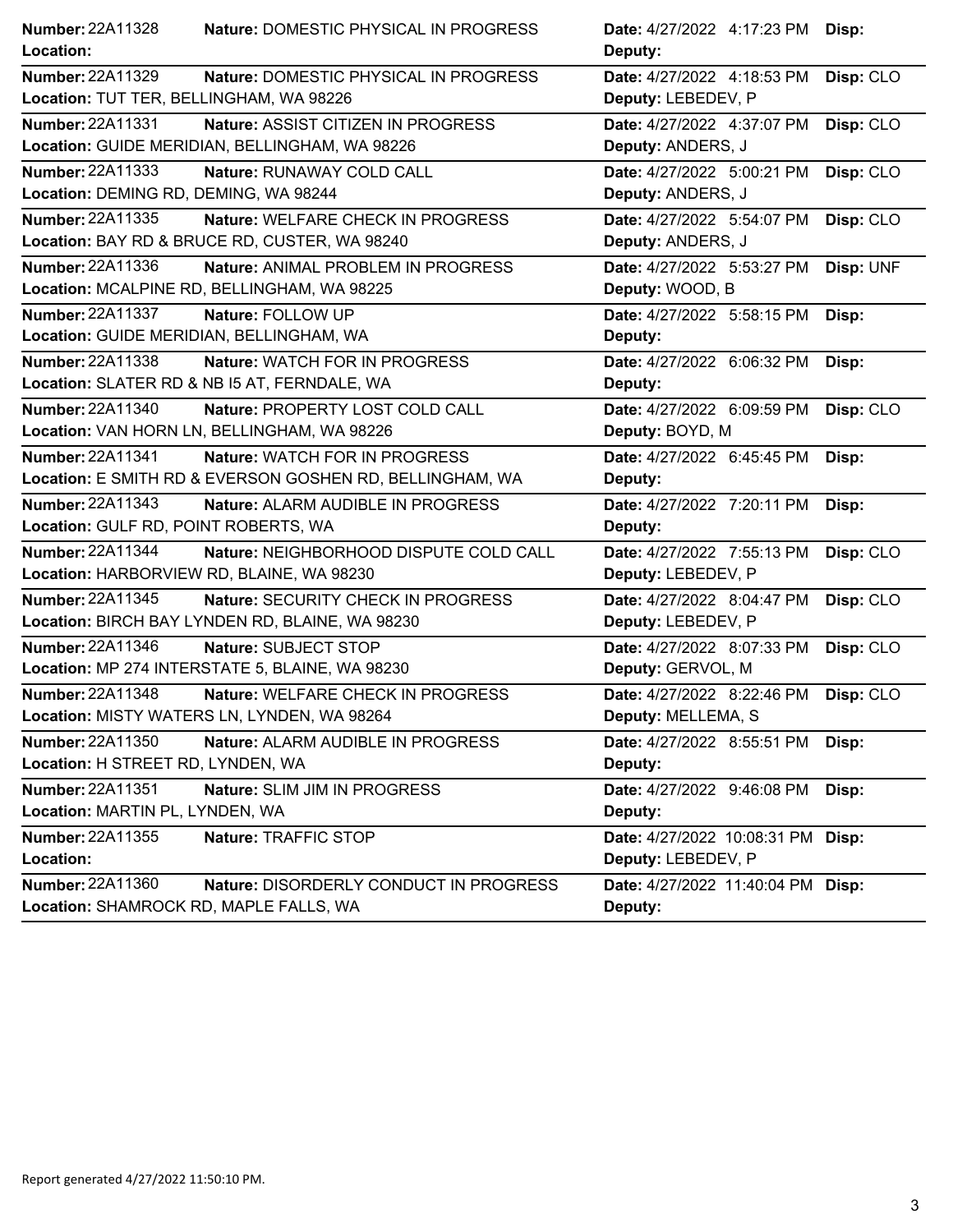| Number | Nature | Location | Date | Deputy | Disp |
|---|---|---|---|---|---|
| 22A11328 | DOMESTIC PHYSICAL IN PROGRESS | | 4/27/2022 4:17:23 PM | | |
| 22A11329 | DOMESTIC PHYSICAL IN PROGRESS | TUT TER, BELLINGHAM, WA 98226 | 4/27/2022 4:18:53 PM | LEBEDEV, P | CLO |
| 22A11331 | ASSIST CITIZEN IN PROGRESS | GUIDE MERIDIAN, BELLINGHAM, WA 98226 | 4/27/2022 4:37:07 PM | ANDERS, J | CLO |
| 22A11333 | RUNAWAY COLD CALL | DEMING RD, DEMING, WA 98244 | 4/27/2022 5:00:21 PM | ANDERS, J | CLO |
| 22A11335 | WELFARE CHECK IN PROGRESS | BAY RD & BRUCE RD, CUSTER, WA 98240 | 4/27/2022 5:54:07 PM | ANDERS, J | CLO |
| 22A11336 | ANIMAL PROBLEM IN PROGRESS | MCALPINE RD, BELLINGHAM, WA 98225 | 4/27/2022 5:53:27 PM | WOOD, B | UNF |
| 22A11337 | FOLLOW UP | GUIDE MERIDIAN, BELLINGHAM, WA | 4/27/2022 5:58:15 PM | | |
| 22A11338 | WATCH FOR IN PROGRESS | SLATER RD & NB I5 AT, FERNDALE, WA | 4/27/2022 6:06:32 PM | | |
| 22A11340 | PROPERTY LOST COLD CALL | VAN HORN LN, BELLINGHAM, WA 98226 | 4/27/2022 6:09:59 PM | BOYD, M | CLO |
| 22A11341 | WATCH FOR IN PROGRESS | E SMITH RD & EVERSON GOSHEN RD, BELLINGHAM, WA | 4/27/2022 6:45:45 PM | | |
| 22A11343 | ALARM AUDIBLE IN PROGRESS | GULF RD, POINT ROBERTS, WA | 4/27/2022 7:20:11 PM | | |
| 22A11344 | NEIGHBORHOOD DISPUTE COLD CALL | HARBORVIEW RD, BLAINE, WA 98230 | 4/27/2022 7:55:13 PM | LEBEDEV, P | CLO |
| 22A11345 | SECURITY CHECK IN PROGRESS | BIRCH BAY LYNDEN RD, BLAINE, WA 98230 | 4/27/2022 8:04:47 PM | LEBEDEV, P | CLO |
| 22A11346 | SUBJECT STOP | MP 274 INTERSTATE 5, BLAINE, WA 98230 | 4/27/2022 8:07:33 PM | GERVOL, M | CLO |
| 22A11348 | WELFARE CHECK IN PROGRESS | MISTY WATERS LN, LYNDEN, WA 98264 | 4/27/2022 8:22:46 PM | MELLEMA, S | CLO |
| 22A11350 | ALARM AUDIBLE IN PROGRESS | H STREET RD, LYNDEN, WA | 4/27/2022 8:55:51 PM | | |
| 22A11351 | SLIM JIM IN PROGRESS | MARTIN PL, LYNDEN, WA | 4/27/2022 9:46:08 PM | | |
| 22A11355 | TRAFFIC STOP | | 4/27/2022 10:08:31 PM | LEBEDEV, P | |
| 22A11360 | DISORDERLY CONDUCT IN PROGRESS | SHAMROCK RD, MAPLE FALLS, WA | 4/27/2022 11:40:04 PM | | |

Report generated 4/27/2022 11:50:10 PM.